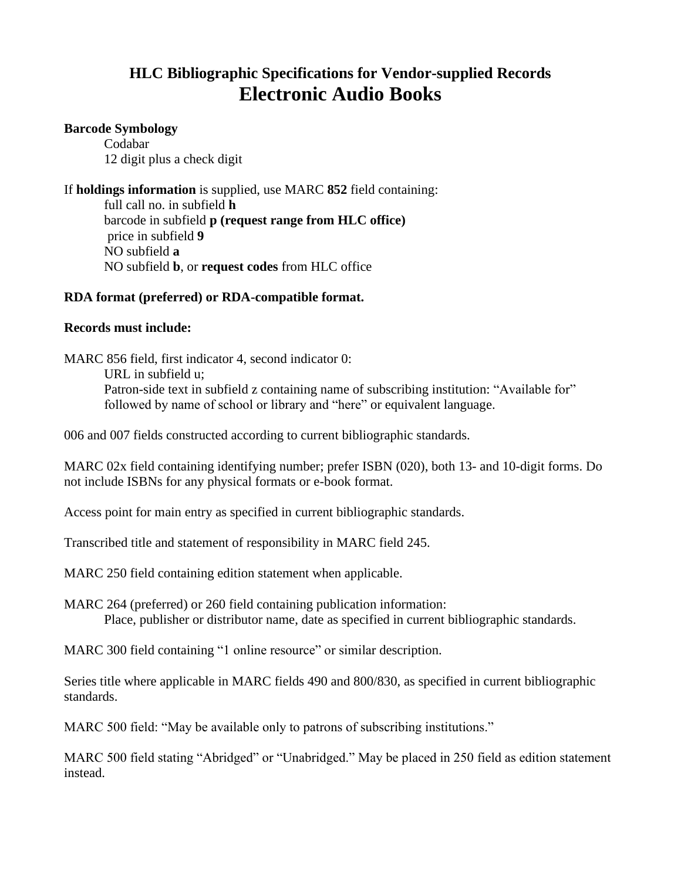# HLC Bibliographic Specifications for Vendor-supplied Records

# Electronic Audio Books

**Barcode Symbology**

Codabar
12 digit plus a check digit

If **holdings information** is supplied, use MARC **852** field containing:

full call no. in subfield **h**
barcode in subfield **p (request range from HLC office)**
price in subfield **9**
NO subfield **a**
NO subfield **b**, or **request codes** from HLC office

**RDA format (preferred) or RDA-compatible format.**

**Records must include:**

MARC 856 field, first indicator 4, second indicator 0:

URL in subfield u;
Patron-side text in subfield z containing name of subscribing institution: "Available for" followed by name of school or library and "here" or equivalent language.

006 and 007 fields constructed according to current bibliographic standards.

MARC 02x field containing identifying number; prefer ISBN (020), both 13- and 10-digit forms. Do not include ISBNs for any physical formats or e-book format.

Access point for main entry as specified in current bibliographic standards.

Transcribed title and statement of responsibility in MARC field 245.

MARC 250 field containing edition statement when applicable.

MARC 264 (preferred) or 260 field containing publication information:

Place, publisher or distributor name, date as specified in current bibliographic standards.

MARC 300 field containing "1 online resource" or similar description.

Series title where applicable in MARC fields 490 and 800/830, as specified in current bibliographic standards.

MARC 500 field: "May be available only to patrons of subscribing institutions."

MARC 500 field stating "Abridged" or "Unabridged." May be placed in 250 field as edition statement instead.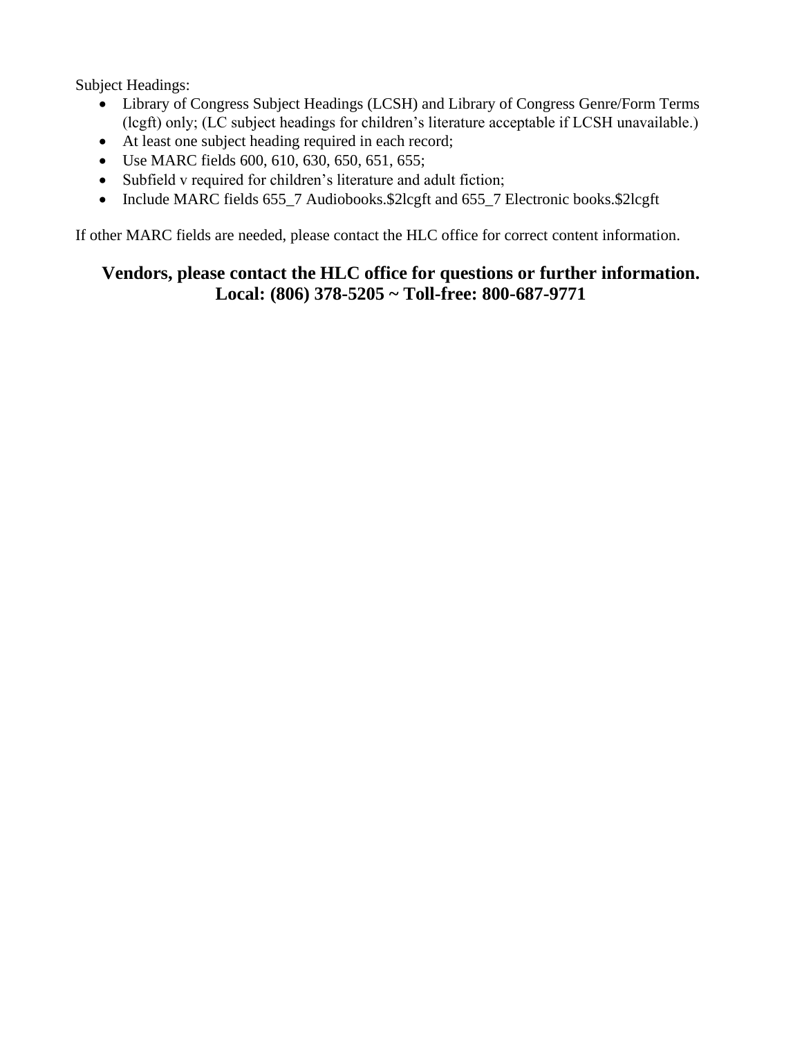Subject Headings:

- Library of Congress Subject Headings (LCSH) and Library of Congress Genre/Form Terms (lcgft) only; (LC subject headings for children's literature acceptable if LCSH unavailable.)
- At least one subject heading required in each record;
- Use MARC fields 600, 610, 630, 650, 651, 655;
- Subfield v required for children's literature and adult fiction;
- Include MARC fields 655_7 Audiobooks.$2lcgft and 655_7 Electronic books.$2lcgft

If other MARC fields are needed, please contact the HLC office for correct content information.

**Vendors, please contact the HLC office for questions or further information.**
**Local: (806) 378-5205 ~ Toll-free: 800-687-9771**